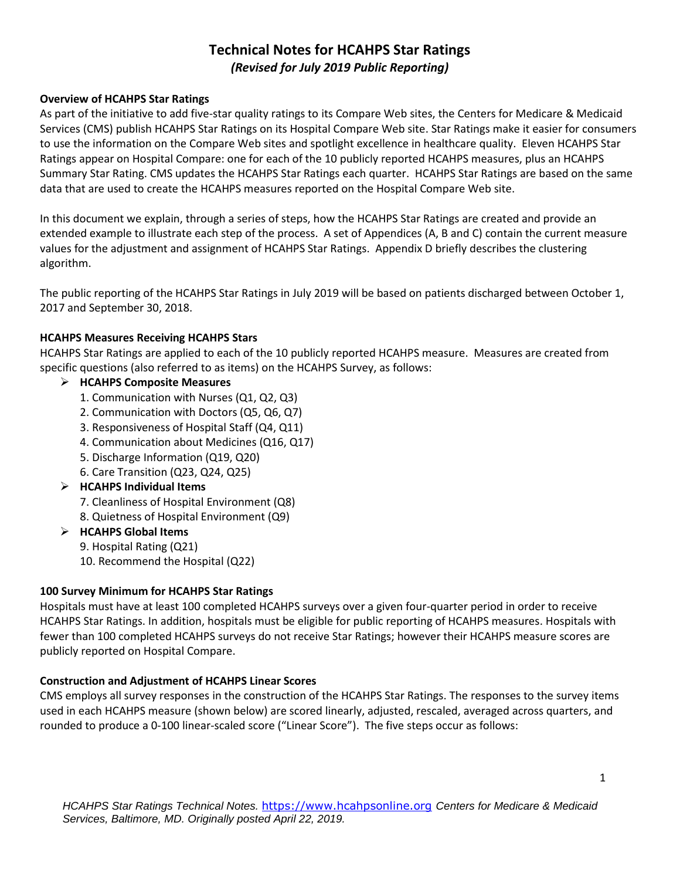# Technical Notes for HCAHPS Star Ratings

*(Revised for July 2019 Public Reporting)*

**Overview of HCAHPS Star Ratings**

As part of the initiative to add five-star quality ratings to its Compare Web sites, the Centers for Medicare & Medicaid Services (CMS) publish HCAHPS Star Ratings on its Hospital Compare Web site. Star Ratings make it easier for consumers to use the information on the Compare Web sites and spotlight excellence in healthcare quality. Eleven HCAHPS Star Ratings appear on Hospital Compare: one for each of the 10 publicly reported HCAHPS measures, plus an HCAHPS Summary Star Rating. CMS updates the HCAHPS Star Ratings each quarter. HCAHPS Star Ratings are based on the same data that are used to create the HCAHPS measures reported on the Hospital Compare Web site.

In this document we explain, through a series of steps, how the HCAHPS Star Ratings are created and provide an extended example to illustrate each step of the process. A set of Appendices (A, B and C) contain the current measure values for the adjustment and assignment of HCAHPS Star Ratings. Appendix D briefly describes the clustering algorithm.

The public reporting of the HCAHPS Star Ratings in July 2019 will be based on patients discharged between October 1, 2017 and September 30, 2018.

**HCAHPS Measures Receiving HCAHPS Stars**

HCAHPS Star Ratings are applied to each of the 10 publicly reported HCAHPS measure. Measures are created from specific questions (also referred to as items) on the HCAHPS Survey, as follows:

- **HCAHPS Composite Measures**
  1. Communication with Nurses (Q1, Q2, Q3)
  2. Communication with Doctors (Q5, Q6, Q7)
  3. Responsiveness of Hospital Staff (Q4, Q11)
  4. Communication about Medicines (Q16, Q17)
  5. Discharge Information (Q19, Q20)
  6. Care Transition (Q23, Q24, Q25)
- **HCAHPS Individual Items**
  7. Cleanliness of Hospital Environment (Q8)
  8. Quietness of Hospital Environment (Q9)
- **HCAHPS Global Items**
  9. Hospital Rating (Q21)
  10. Recommend the Hospital (Q22)

**100 Survey Minimum for HCAHPS Star Ratings**

Hospitals must have at least 100 completed HCAHPS surveys over a given four-quarter period in order to receive HCAHPS Star Ratings. In addition, hospitals must be eligible for public reporting of HCAHPS measures. Hospitals with fewer than 100 completed HCAHPS surveys do not receive Star Ratings; however their HCAHPS measure scores are publicly reported on Hospital Compare.

**Construction and Adjustment of HCAHPS Linear Scores**

CMS employs all survey responses in the construction of the HCAHPS Star Ratings. The responses to the survey items used in each HCAHPS measure (shown below) are scored linearly, adjusted, rescaled, averaged across quarters, and rounded to produce a 0-100 linear-scaled score ("Linear Score"). The five steps occur as follows: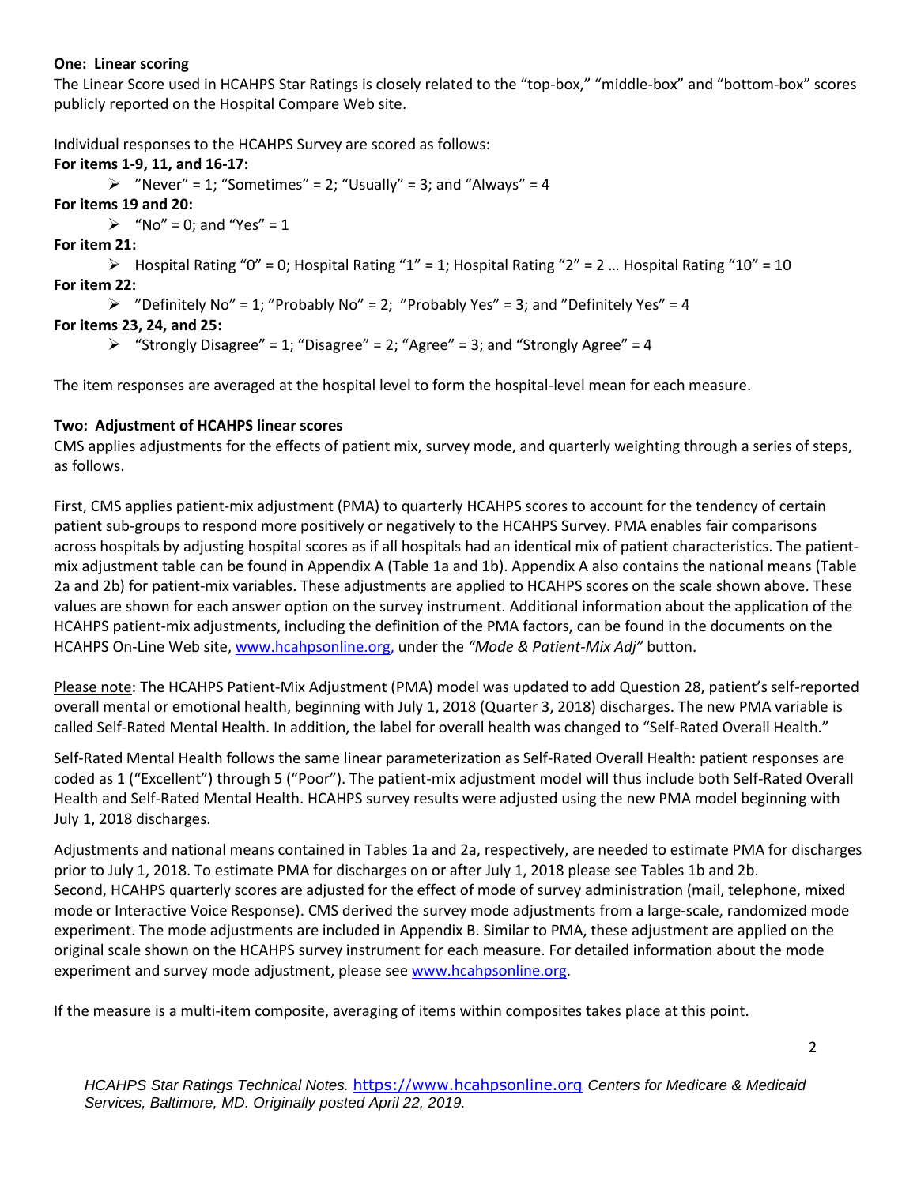**One: Linear scoring**

The Linear Score used in HCAHPS Star Ratings is closely related to the "top-box," "middle-box" and "bottom-box" scores publicly reported on the Hospital Compare Web site.

Individual responses to the HCAHPS Survey are scored as follows:

**For items 1-9, 11, and 16-17:**

- "Never" = 1; "Sometimes" = 2; "Usually" = 3; and "Always" = 4

**For items 19 and 20:**

- "No" = 0; and "Yes" = 1

**For item 21:**

- Hospital Rating "0" = 0; Hospital Rating "1" = 1; Hospital Rating "2" = 2 … Hospital Rating "10" = 10

**For item 22:**

- "Definitely No" = 1; "Probably No" = 2; "Probably Yes" = 3; and "Definitely Yes" = 4

**For items 23, 24, and 25:**

- "Strongly Disagree" = 1; "Disagree" = 2; "Agree" = 3; and "Strongly Agree" = 4

The item responses are averaged at the hospital level to form the hospital-level mean for each measure.

**Two: Adjustment of HCAHPS linear scores**

CMS applies adjustments for the effects of patient mix, survey mode, and quarterly weighting through a series of steps, as follows.

First, CMS applies patient-mix adjustment (PMA) to quarterly HCAHPS scores to account for the tendency of certain patient sub-groups to respond more positively or negatively to the HCAHPS Survey. PMA enables fair comparisons across hospitals by adjusting hospital scores as if all hospitals had an identical mix of patient characteristics. The patient-mix adjustment table can be found in Appendix A (Table 1a and 1b). Appendix A also contains the national means (Table 2a and 2b) for patient-mix variables. These adjustments are applied to HCAHPS scores on the scale shown above. These values are shown for each answer option on the survey instrument. Additional information about the application of the HCAHPS patient-mix adjustments, including the definition of the PMA factors, can be found in the documents on the HCAHPS On-Line Web site, www.hcahpsonline.org, under the *"Mode & Patient-Mix Adj"* button.

Please note: The HCAHPS Patient-Mix Adjustment (PMA) model was updated to add Question 28, patient's self-reported overall mental or emotional health, beginning with July 1, 2018 (Quarter 3, 2018) discharges. The new PMA variable is called Self-Rated Mental Health. In addition, the label for overall health was changed to "Self-Rated Overall Health."

Self-Rated Mental Health follows the same linear parameterization as Self-Rated Overall Health: patient responses are coded as 1 ("Excellent") through 5 ("Poor"). The patient-mix adjustment model will thus include both Self-Rated Overall Health and Self-Rated Mental Health. HCAHPS survey results were adjusted using the new PMA model beginning with July 1, 2018 discharges.

Adjustments and national means contained in Tables 1a and 2a, respectively, are needed to estimate PMA for discharges prior to July 1, 2018. To estimate PMA for discharges on or after July 1, 2018 please see Tables 1b and 2b. Second, HCAHPS quarterly scores are adjusted for the effect of mode of survey administration (mail, telephone, mixed mode or Interactive Voice Response). CMS derived the survey mode adjustments from a large-scale, randomized mode experiment. The mode adjustments are included in Appendix B. Similar to PMA, these adjustment are applied on the original scale shown on the HCAHPS survey instrument for each measure. For detailed information about the mode experiment and survey mode adjustment, please see www.hcahpsonline.org.

If the measure is a multi-item composite, averaging of items within composites takes place at this point.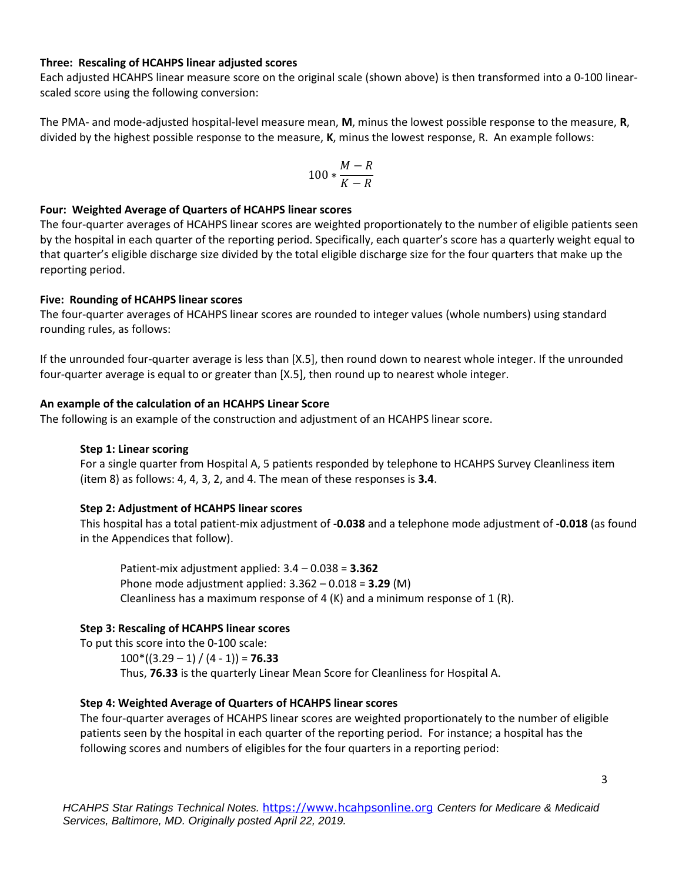### Three: Rescaling of HCAHPS linear adjusted scores

Each adjusted HCAHPS linear measure score on the original scale (shown above) is then transformed into a 0-100 linear-scaled score using the following conversion:

The PMA- and mode-adjusted hospital-level measure mean, **M**, minus the lowest possible response to the measure, **R**, divided by the highest possible response to the measure, **K**, minus the lowest response, R. An example follows:

$$100 * \frac{M - R}{K - R}$$

### Four: Weighted Average of Quarters of HCAHPS linear scores

The four-quarter averages of HCAHPS linear scores are weighted proportionately to the number of eligible patients seen by the hospital in each quarter of the reporting period. Specifically, each quarter's score has a quarterly weight equal to that quarter's eligible discharge size divided by the total eligible discharge size for the four quarters that make up the reporting period.

### Five: Rounding of HCAHPS linear scores

The four-quarter averages of HCAHPS linear scores are rounded to integer values (whole numbers) using standard rounding rules, as follows:

If the unrounded four-quarter average is less than [X.5], then round down to nearest whole integer. If the unrounded four-quarter average is equal to or greater than [X.5], then round up to nearest whole integer.

### An example of the calculation of an HCAHPS Linear Score

The following is an example of the construction and adjustment of an HCAHPS linear score.

#### Step 1: Linear scoring

For a single quarter from Hospital A, 5 patients responded by telephone to HCAHPS Survey Cleanliness item (item 8) as follows: 4, 4, 3, 2, and 4. The mean of these responses is **3.4**.

#### Step 2: Adjustment of HCAHPS linear scores

This hospital has a total patient-mix adjustment of **-0.038** and a telephone mode adjustment of **-0.018** (as found in the Appendices that follow).

Patient-mix adjustment applied: 3.4 – 0.038 = **3.362**
Phone mode adjustment applied: 3.362 – 0.018 = **3.29** (M)
Cleanliness has a maximum response of 4 (K) and a minimum response of 1 (R).

#### Step 3: Rescaling of HCAHPS linear scores

To put this score into the 0-100 scale:

$100*((3.29 – 1) / (4 - 1))$ = **76.33**
Thus, **76.33** is the quarterly Linear Mean Score for Cleanliness for Hospital A.

#### Step 4: Weighted Average of Quarters of HCAHPS linear scores

The four-quarter averages of HCAHPS linear scores are weighted proportionately to the number of eligible patients seen by the hospital in each quarter of the reporting period. For instance; a hospital has the following scores and numbers of eligibles for the four quarters in a reporting period:

*HCAHPS Star Ratings Technical Notes.* https://www.hcahpsonline.org *Centers for Medicare & Medicaid Services, Baltimore, MD. Originally posted April 22, 2019.*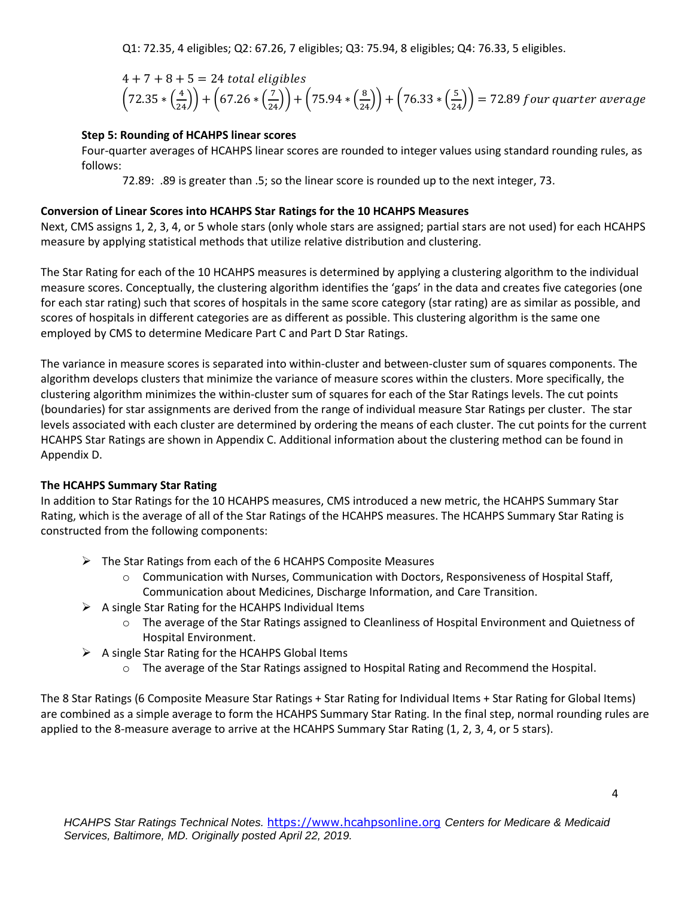Q1: 72.35, 4 eligibles; Q2: 67.26, 7 eligibles; Q3: 75.94, 8 eligibles; Q4: 76.33, 5 eligibles.

$$4 + 7 + 8 + 5 = 24 \ total \ eligibles$$
$$\left(72.35 * \left(\frac{4}{24}\right)\right) + \left(67.26 * \left(\frac{7}{24}\right)\right) + \left(75.94 * \left(\frac{8}{24}\right)\right) + \left(76.33 * \left(\frac{5}{24}\right)\right) = 72.89 \ four \ quarter \ average$$

**Step 5: Rounding of HCAHPS linear scores**

Four-quarter averages of HCAHPS linear scores are rounded to integer values using standard rounding rules, as follows:

72.89: .89 is greater than .5; so the linear score is rounded up to the next integer, 73.

### Conversion of Linear Scores into HCAHPS Star Ratings for the 10 HCAHPS Measures

Next, CMS assigns 1, 2, 3, 4, or 5 whole stars (only whole stars are assigned; partial stars are not used) for each HCAHPS measure by applying statistical methods that utilize relative distribution and clustering.

The Star Rating for each of the 10 HCAHPS measures is determined by applying a clustering algorithm to the individual measure scores. Conceptually, the clustering algorithm identifies the 'gaps' in the data and creates five categories (one for each star rating) such that scores of hospitals in the same score category (star rating) are as similar as possible, and scores of hospitals in different categories are as different as possible. This clustering algorithm is the same one employed by CMS to determine Medicare Part C and Part D Star Ratings.

The variance in measure scores is separated into within-cluster and between-cluster sum of squares components. The algorithm develops clusters that minimize the variance of measure scores within the clusters. More specifically, the clustering algorithm minimizes the within-cluster sum of squares for each of the Star Ratings levels. The cut points (boundaries) for star assignments are derived from the range of individual measure Star Ratings per cluster. The star levels associated with each cluster are determined by ordering the means of each cluster. The cut points for the current HCAHPS Star Ratings are shown in Appendix C. Additional information about the clustering method can be found in Appendix D.

### The HCAHPS Summary Star Rating

In addition to Star Ratings for the 10 HCAHPS measures, CMS introduced a new metric, the HCAHPS Summary Star Rating, which is the average of all of the Star Ratings of the HCAHPS measures. The HCAHPS Summary Star Rating is constructed from the following components:

- The Star Ratings from each of the 6 HCAHPS Composite Measures
  - Communication with Nurses, Communication with Doctors, Responsiveness of Hospital Staff, Communication about Medicines, Discharge Information, and Care Transition.
- A single Star Rating for the HCAHPS Individual Items
  - The average of the Star Ratings assigned to Cleanliness of Hospital Environment and Quietness of Hospital Environment.
- A single Star Rating for the HCAHPS Global Items
  - The average of the Star Ratings assigned to Hospital Rating and Recommend the Hospital.

The 8 Star Ratings (6 Composite Measure Star Ratings + Star Rating for Individual Items + Star Rating for Global Items) are combined as a simple average to form the HCAHPS Summary Star Rating. In the final step, normal rounding rules are applied to the 8-measure average to arrive at the HCAHPS Summary Star Rating (1, 2, 3, 4, or 5 stars).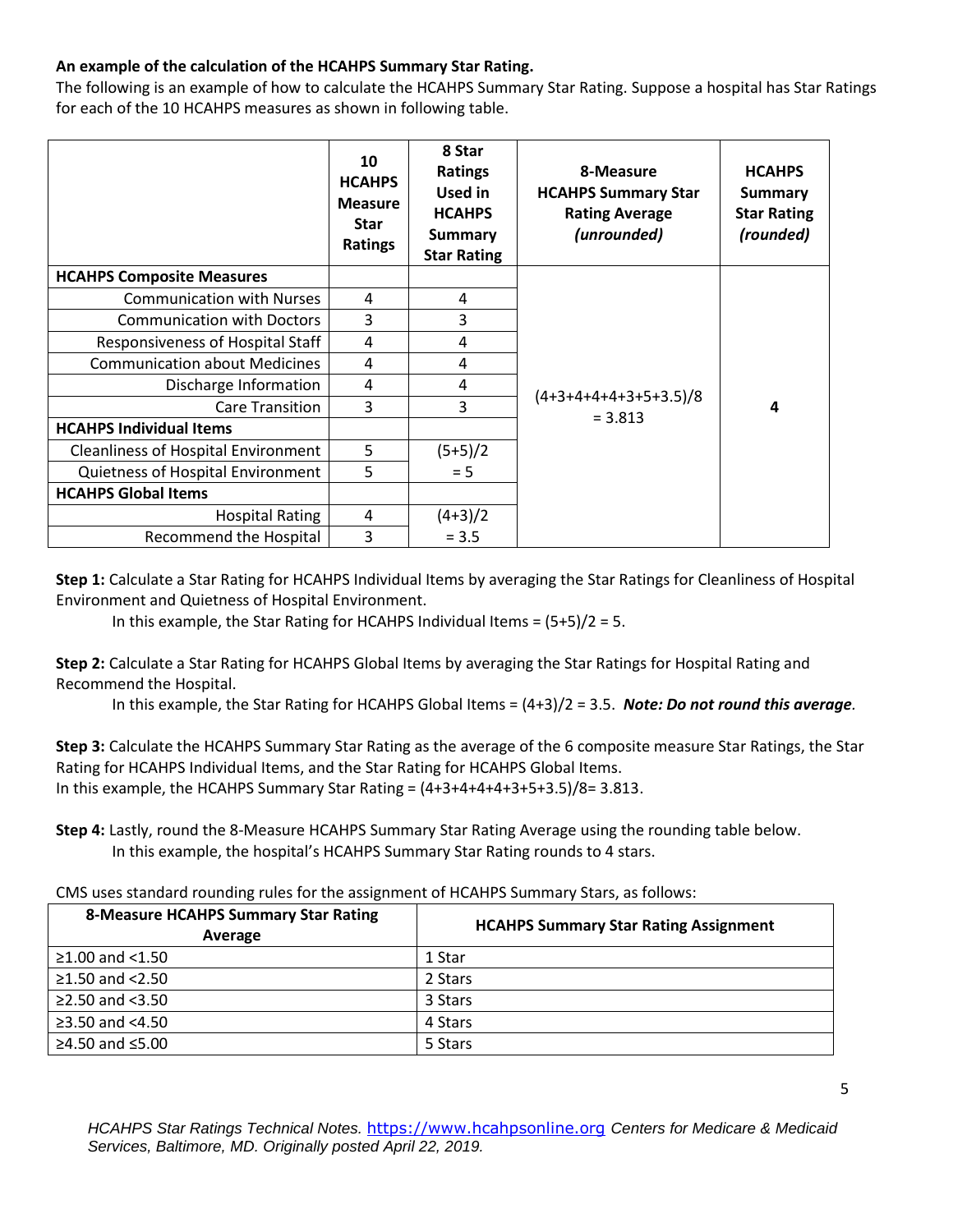**An example of the calculation of the HCAHPS Summary Star Rating.**

The following is an example of how to calculate the HCAHPS Summary Star Rating. Suppose a hospital has Star Ratings for each of the 10 HCAHPS measures as shown in following table.

| | 10 HCAHPS Measure Star Ratings | 8 Star Ratings Used in HCAHPS Summary Star Rating | 8-Measure HCAHPS Summary Star Rating Average *(unrounded)* | HCAHPS Summary Star Rating *(rounded)* |
|---|---|---|---|---|
| **HCAHPS Composite Measures** | | | (4+3+4+4+4+3+5+3.5)/8 = 3.813 | **4** |
| Communication with Nurses | 4 | 4 | | |
| Communication with Doctors | 3 | 3 | | |
| Responsiveness of Hospital Staff | 4 | 4 | | |
| Communication about Medicines | 4 | 4 | | |
| Discharge Information | 4 | 4 | | |
| Care Transition | 3 | 3 | | |
| **HCAHPS Individual Items** | | | | |
| Cleanliness of Hospital Environment | 5 | (5+5)/2 = 5 | | |
| Quietness of Hospital Environment | 5 | | | |
| **HCAHPS Global Items** | | | | |
| Hospital Rating | 4 | (4+3)/2 = 3.5 | | |
| Recommend the Hospital | 3 | | | |

**Step 1:** Calculate a Star Rating for HCAHPS Individual Items by averaging the Star Ratings for Cleanliness of Hospital Environment and Quietness of Hospital Environment.

In this example, the Star Rating for HCAHPS Individual Items = (5+5)/2 = 5.

**Step 2:** Calculate a Star Rating for HCAHPS Global Items by averaging the Star Ratings for Hospital Rating and Recommend the Hospital.

In this example, the Star Rating for HCAHPS Global Items = (4+3)/2 = 3.5. ***Note: Do not round this average.***

**Step 3:** Calculate the HCAHPS Summary Star Rating as the average of the 6 composite measure Star Ratings, the Star Rating for HCAHPS Individual Items, and the Star Rating for HCAHPS Global Items.
In this example, the HCAHPS Summary Star Rating = (4+3+4+4+4+3+5+3.5)/8= 3.813.

**Step 4:** Lastly, round the 8-Measure HCAHPS Summary Star Rating Average using the rounding table below.

In this example, the hospital's HCAHPS Summary Star Rating rounds to 4 stars.

CMS uses standard rounding rules for the assignment of HCAHPS Summary Stars, as follows:

| 8-Measure HCAHPS Summary Star Rating Average | HCAHPS Summary Star Rating Assignment |
|---|---|
| ≥1.00 and <1.50 | 1 Star |
| ≥1.50 and <2.50 | 2 Stars |
| ≥2.50 and <3.50 | 3 Stars |
| ≥3.50 and <4.50 | 4 Stars |
| ≥4.50 and ≤5.00 | 5 Stars |

*HCAHPS Star Ratings Technical Notes.* https://www.hcahpsonline.org *Centers for Medicare & Medicaid Services, Baltimore, MD. Originally posted April 22, 2019.*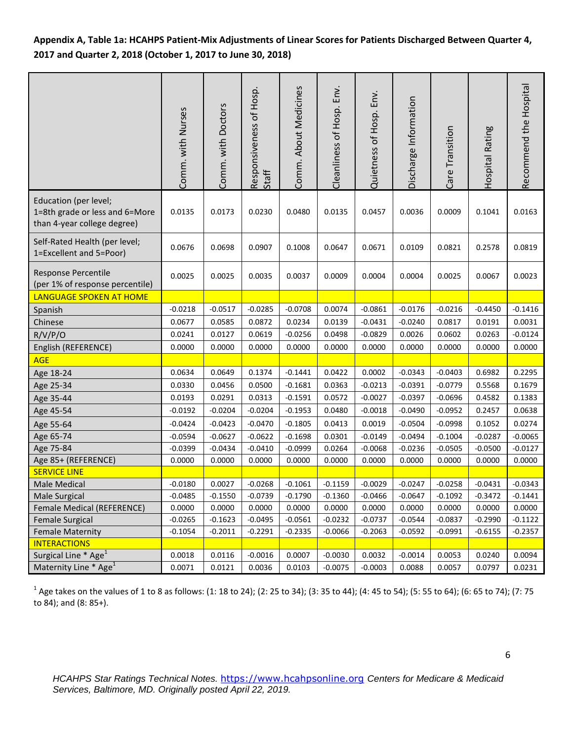**Appendix A, Table 1a: HCAHPS Patient-Mix Adjustments of Linear Scores for Patients Discharged Between Quarter 4, 2017 and Quarter 2, 2018 (October 1, 2017 to June 30, 2018)**

| | Comm. with Nurses | Comm. with Doctors | Responsiveness of Hosp. Staff | Comm. About Medicines | Cleanliness of Hosp. Env. | Quietness of Hosp. Env. | Discharge Information | Care Transition | Hospital Rating | Recommend the Hospital |
|---|---|---|---|---|---|---|---|---|---|---|
| Education (per level; 1=8th grade or less and 6=More than 4-year college degree) | 0.0135 | 0.0173 | 0.0230 | 0.0480 | 0.0135 | 0.0457 | 0.0036 | 0.0009 | 0.1041 | 0.0163 |
| Self-Rated Health (per level; 1=Excellent and 5=Poor) | 0.0676 | 0.0698 | 0.0907 | 0.1008 | 0.0647 | 0.0671 | 0.0109 | 0.0821 | 0.2578 | 0.0819 |
| Response Percentile (per 1% of response percentile) | 0.0025 | 0.0025 | 0.0035 | 0.0037 | 0.0009 | 0.0004 | 0.0004 | 0.0025 | 0.0067 | 0.0023 |
| LANGUAGE SPOKEN AT HOME | | | | | | | | | | |
| Spanish | -0.0218 | -0.0517 | -0.0285 | -0.0708 | 0.0074 | -0.0861 | -0.0176 | -0.0216 | -0.4450 | -0.1416 |
| Chinese | 0.0677 | 0.0585 | 0.0872 | 0.0234 | 0.0139 | -0.0431 | -0.0240 | 0.0817 | 0.0191 | 0.0031 |
| R/V/P/O | 0.0241 | 0.0127 | 0.0619 | -0.0256 | 0.0498 | -0.0829 | 0.0026 | 0.0602 | 0.0263 | -0.0124 |
| English (REFERENCE) | 0.0000 | 0.0000 | 0.0000 | 0.0000 | 0.0000 | 0.0000 | 0.0000 | 0.0000 | 0.0000 | 0.0000 |
| AGE | | | | | | | | | | |
| Age 18-24 | 0.0634 | 0.0649 | 0.1374 | -0.1441 | 0.0422 | 0.0002 | -0.0343 | -0.0403 | 0.6982 | 0.2295 |
| Age 25-34 | 0.0330 | 0.0456 | 0.0500 | -0.1681 | 0.0363 | -0.0213 | -0.0391 | -0.0779 | 0.5568 | 0.1679 |
| Age 35-44 | 0.0193 | 0.0291 | 0.0313 | -0.1591 | 0.0572 | -0.0027 | -0.0397 | -0.0696 | 0.4582 | 0.1383 |
| Age 45-54 | -0.0192 | -0.0204 | -0.0204 | -0.1953 | 0.0480 | -0.0018 | -0.0490 | -0.0952 | 0.2457 | 0.0638 |
| Age 55-64 | -0.0424 | -0.0423 | -0.0470 | -0.1805 | 0.0413 | 0.0019 | -0.0504 | -0.0998 | 0.1052 | 0.0274 |
| Age 65-74 | -0.0594 | -0.0627 | -0.0622 | -0.1698 | 0.0301 | -0.0149 | -0.0494 | -0.1004 | -0.0287 | -0.0065 |
| Age 75-84 | -0.0399 | -0.0434 | -0.0410 | -0.0999 | 0.0264 | -0.0068 | -0.0236 | -0.0505 | -0.0500 | -0.0127 |
| Age 85+ (REFERENCE) | 0.0000 | 0.0000 | 0.0000 | 0.0000 | 0.0000 | 0.0000 | 0.0000 | 0.0000 | 0.0000 | 0.0000 |
| SERVICE LINE | | | | | | | | | | |
| Male Medical | -0.0180 | 0.0027 | -0.0268 | -0.1061 | -0.1159 | -0.0029 | -0.0247 | -0.0258 | -0.0431 | -0.0343 |
| Male Surgical | -0.0485 | -0.1550 | -0.0739 | -0.1790 | -0.1360 | -0.0466 | -0.0647 | -0.1092 | -0.3472 | -0.1441 |
| Female Medical (REFERENCE) | 0.0000 | 0.0000 | 0.0000 | 0.0000 | 0.0000 | 0.0000 | 0.0000 | 0.0000 | 0.0000 | 0.0000 |
| Female Surgical | -0.0265 | -0.1623 | -0.0495 | -0.0561 | -0.0232 | -0.0737 | -0.0544 | -0.0837 | -0.2990 | -0.1122 |
| Female Maternity | -0.1054 | -0.2011 | -0.2291 | -0.2335 | -0.0066 | -0.2063 | -0.0592 | -0.0991 | -0.6155 | -0.2357 |
| INTERACTIONS | | | | | | | | | | |
| Surgical Line * Age[1] | 0.0018 | 0.0116 | -0.0016 | 0.0007 | -0.0030 | 0.0032 | -0.0014 | 0.0053 | 0.0240 | 0.0094 |
| Maternity Line * Age[1] | 0.0071 | 0.0121 | 0.0036 | 0.0103 | -0.0075 | -0.0003 | 0.0088 | 0.0057 | 0.0797 | 0.0231 |

[1] Age takes on the values of 1 to 8 as follows: (1: 18 to 24); (2: 25 to 34); (3: 35 to 44); (4: 45 to 54); (5: 55 to 64); (6: 65 to 74); (7: 75 to 84); and (8: 85+).

*HCAHPS Star Ratings Technical Notes.* https://www.hcahpsonline.org *Centers for Medicare & Medicaid Services, Baltimore, MD. Originally posted April 22, 2019.*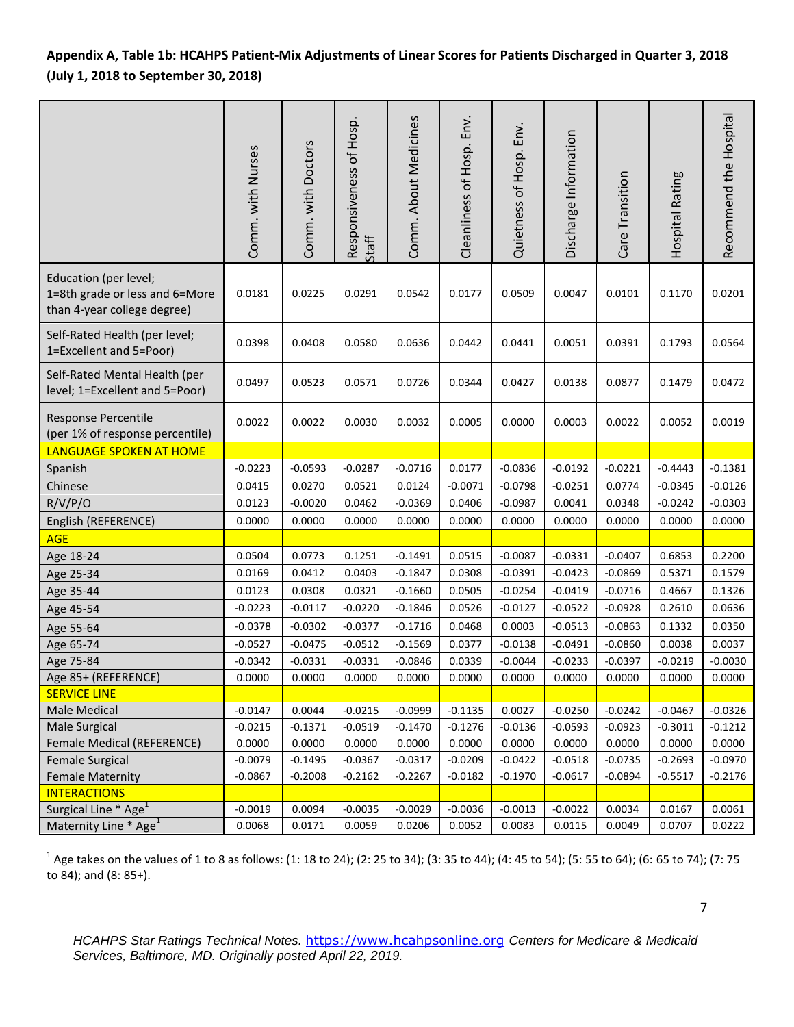**Appendix A, Table 1b: HCAHPS Patient-Mix Adjustments of Linear Scores for Patients Discharged in Quarter 3, 2018 (July 1, 2018 to September 30, 2018)**

| | Comm. with Nurses | Comm. with Doctors | Responsiveness of Hosp. Staff | Comm. About Medicines | Cleanliness of Hosp. Env. | Quietness of Hosp. Env. | Discharge Information | Care Transition | Hospital Rating | Recommend the Hospital |
|---|---|---|---|---|---|---|---|---|---|---|
| Education (per level; 1=8th grade or less and 6=More than 4-year college degree) | 0.0181 | 0.0225 | 0.0291 | 0.0542 | 0.0177 | 0.0509 | 0.0047 | 0.0101 | 0.1170 | 0.0201 |
| Self-Rated Health (per level; 1=Excellent and 5=Poor) | 0.0398 | 0.0408 | 0.0580 | 0.0636 | 0.0442 | 0.0441 | 0.0051 | 0.0391 | 0.1793 | 0.0564 |
| Self-Rated Mental Health (per level; 1=Excellent and 5=Poor) | 0.0497 | 0.0523 | 0.0571 | 0.0726 | 0.0344 | 0.0427 | 0.0138 | 0.0877 | 0.1479 | 0.0472 |
| Response Percentile (per 1% of response percentile) | 0.0022 | 0.0022 | 0.0030 | 0.0032 | 0.0005 | 0.0000 | 0.0003 | 0.0022 | 0.0052 | 0.0019 |
| LANGUAGE SPOKEN AT HOME | | | | | | | | | | |
| Spanish | -0.0223 | -0.0593 | -0.0287 | -0.0716 | 0.0177 | -0.0836 | -0.0192 | -0.0221 | -0.4443 | -0.1381 |
| Chinese | 0.0415 | 0.0270 | 0.0521 | 0.0124 | -0.0071 | -0.0798 | -0.0251 | 0.0774 | -0.0345 | -0.0126 |
| R/V/P/O | 0.0123 | -0.0020 | 0.0462 | -0.0369 | 0.0406 | -0.0987 | 0.0041 | 0.0348 | -0.0242 | -0.0303 |
| English (REFERENCE) | 0.0000 | 0.0000 | 0.0000 | 0.0000 | 0.0000 | 0.0000 | 0.0000 | 0.0000 | 0.0000 | 0.0000 |
| AGE | | | | | | | | | | |
| Age 18-24 | 0.0504 | 0.0773 | 0.1251 | -0.1491 | 0.0515 | -0.0087 | -0.0331 | -0.0407 | 0.6853 | 0.2200 |
| Age 25-34 | 0.0169 | 0.0412 | 0.0403 | -0.1847 | 0.0308 | -0.0391 | -0.0423 | -0.0869 | 0.5371 | 0.1579 |
| Age 35-44 | 0.0123 | 0.0308 | 0.0321 | -0.1660 | 0.0505 | -0.0254 | -0.0419 | -0.0716 | 0.4667 | 0.1326 |
| Age 45-54 | -0.0223 | -0.0117 | -0.0220 | -0.1846 | 0.0526 | -0.0127 | -0.0522 | -0.0928 | 0.2610 | 0.0636 |
| Age 55-64 | -0.0378 | -0.0302 | -0.0377 | -0.1716 | 0.0468 | 0.0003 | -0.0513 | -0.0863 | 0.1332 | 0.0350 |
| Age 65-74 | -0.0527 | -0.0475 | -0.0512 | -0.1569 | 0.0377 | -0.0138 | -0.0491 | -0.0860 | 0.0038 | 0.0037 |
| Age 75-84 | -0.0342 | -0.0331 | -0.0331 | -0.0846 | 0.0339 | -0.0044 | -0.0233 | -0.0397 | -0.0219 | -0.0030 |
| Age 85+ (REFERENCE) | 0.0000 | 0.0000 | 0.0000 | 0.0000 | 0.0000 | 0.0000 | 0.0000 | 0.0000 | 0.0000 | 0.0000 |
| SERVICE LINE | | | | | | | | | | |
| Male Medical | -0.0147 | 0.0044 | -0.0215 | -0.0999 | -0.1135 | 0.0027 | -0.0250 | -0.0242 | -0.0467 | -0.0326 |
| Male Surgical | -0.0215 | -0.1371 | -0.0519 | -0.1470 | -0.1276 | -0.0136 | -0.0593 | -0.0923 | -0.3011 | -0.1212 |
| Female Medical (REFERENCE) | 0.0000 | 0.0000 | 0.0000 | 0.0000 | 0.0000 | 0.0000 | 0.0000 | 0.0000 | 0.0000 | 0.0000 |
| Female Surgical | -0.0079 | -0.1495 | -0.0367 | -0.0317 | -0.0209 | -0.0422 | -0.0518 | -0.0735 | -0.2693 | -0.0970 |
| Female Maternity | -0.0867 | -0.2008 | -0.2162 | -0.2267 | -0.0182 | -0.1970 | -0.0617 | -0.0894 | -0.5517 | -0.2176 |
| INTERACTIONS | | | | | | | | | | |
| Surgical Line * Age[1] | -0.0019 | 0.0094 | -0.0035 | -0.0029 | -0.0036 | -0.0013 | -0.0022 | 0.0034 | 0.0167 | 0.0061 |
| Maternity Line * Age[1] | 0.0068 | 0.0171 | 0.0059 | 0.0206 | 0.0052 | 0.0083 | 0.0115 | 0.0049 | 0.0707 | 0.0222 |

[1] Age takes on the values of 1 to 8 as follows: (1: 18 to 24); (2: 25 to 34); (3: 35 to 44); (4: 45 to 54); (5: 55 to 64); (6: 65 to 74); (7: 75 to 84); and (8: 85+).

*HCAHPS Star Ratings Technical Notes.* https://www.hcahpsonline.org *Centers for Medicare & Medicaid Services, Baltimore, MD. Originally posted April 22, 2019.*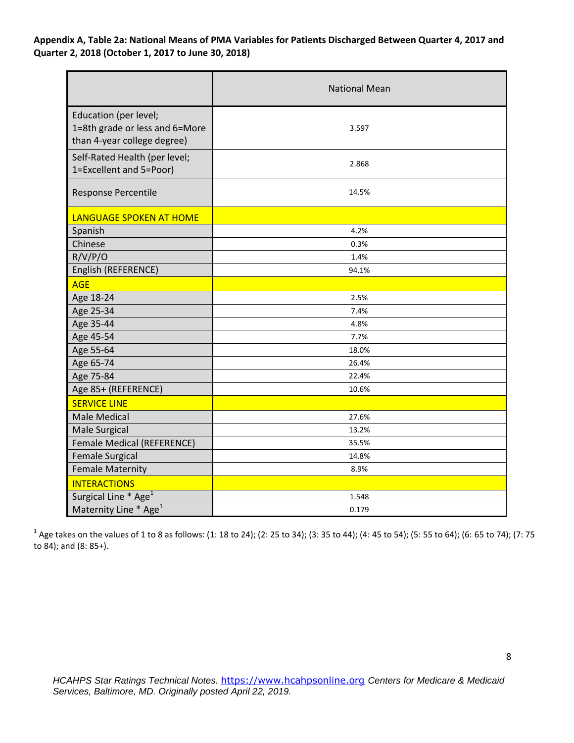**Appendix A, Table 2a: National Means of PMA Variables for Patients Discharged Between Quarter 4, 2017 and Quarter 2, 2018 (October 1, 2017 to June 30, 2018)**

| | National Mean |
|---|---|
| Education (per level; 1=8th grade or less and 6=More than 4-year college degree) | 3.597 |
| Self-Rated Health (per level; 1=Excellent and 5=Poor) | 2.868 |
| Response Percentile | 14.5% |
| LANGUAGE SPOKEN AT HOME | |
| Spanish | 4.2% |
| Chinese | 0.3% |
| R/V/P/O | 1.4% |
| English (REFERENCE) | 94.1% |
| AGE | |
| Age 18-24 | 2.5% |
| Age 25-34 | 7.4% |
| Age 35-44 | 4.8% |
| Age 45-54 | 7.7% |
| Age 55-64 | 18.0% |
| Age 65-74 | 26.4% |
| Age 75-84 | 22.4% |
| Age 85+ (REFERENCE) | 10.6% |
| SERVICE LINE | |
| Male Medical | 27.6% |
| Male Surgical | 13.2% |
| Female Medical (REFERENCE) | 35.5% |
| Female Surgical | 14.8% |
| Female Maternity | 8.9% |
| INTERACTIONS | |
| Surgical Line * Age[1] | 1.548 |
| Maternity Line * Age[1] | 0.179 |

[1] Age takes on the values of 1 to 8 as follows: (1: 18 to 24); (2: 25 to 34); (3: 35 to 44); (4: 45 to 54); (5: 55 to 64); (6: 65 to 74); (7: 75 to 84); and (8: 85+).

*HCAHPS Star Ratings Technical Notes.* https://www.hcahpsonline.org *Centers for Medicare & Medicaid Services, Baltimore, MD. Originally posted April 22, 2019.*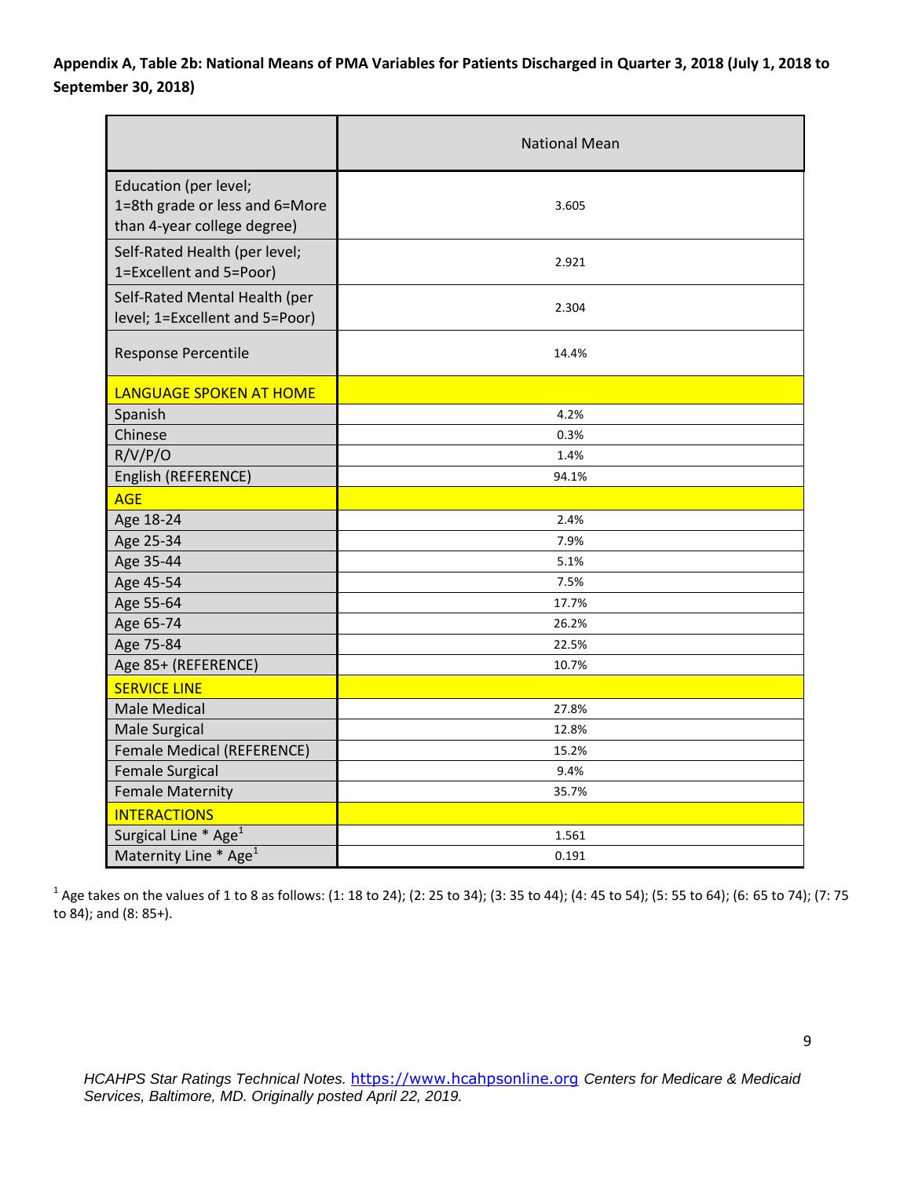**Appendix A, Table 2b: National Means of PMA Variables for Patients Discharged in Quarter 3, 2018 (July 1, 2018 to September 30, 2018)**

| | National Mean |
|---|---|
| Education (per level; 1=8th grade or less and 6=More than 4-year college degree) | 3.605 |
| Self-Rated Health (per level; 1=Excellent and 5=Poor) | 2.921 |
| Self-Rated Mental Health (per level; 1=Excellent and 5=Poor) | 2.304 |
| Response Percentile | 14.4% |
| LANGUAGE SPOKEN AT HOME | |
| Spanish | 4.2% |
| Chinese | 0.3% |
| R/V/P/O | 1.4% |
| English (REFERENCE) | 94.1% |
| AGE | |
| Age 18-24 | 2.4% |
| Age 25-34 | 7.9% |
| Age 35-44 | 5.1% |
| Age 45-54 | 7.5% |
| Age 55-64 | 17.7% |
| Age 65-74 | 26.2% |
| Age 75-84 | 22.5% |
| Age 85+ (REFERENCE) | 10.7% |
| SERVICE LINE | |
| Male Medical | 27.8% |
| Male Surgical | 12.8% |
| Female Medical (REFERENCE) | 15.2% |
| Female Surgical | 9.4% |
| Female Maternity | 35.7% |
| INTERACTIONS | |
| Surgical Line * Age[1] | 1.561 |
| Maternity Line * Age[1] | 0.191 |

[1] Age takes on the values of 1 to 8 as follows: (1: 18 to 24); (2: 25 to 34); (3: 35 to 44); (4: 45 to 54); (5: 55 to 64); (6: 65 to 74); (7: 75 to 84); and (8: 85+).

*HCAHPS Star Ratings Technical Notes.* https://www.hcahpsonline.org *Centers for Medicare & Medicaid Services, Baltimore, MD. Originally posted April 22, 2019.*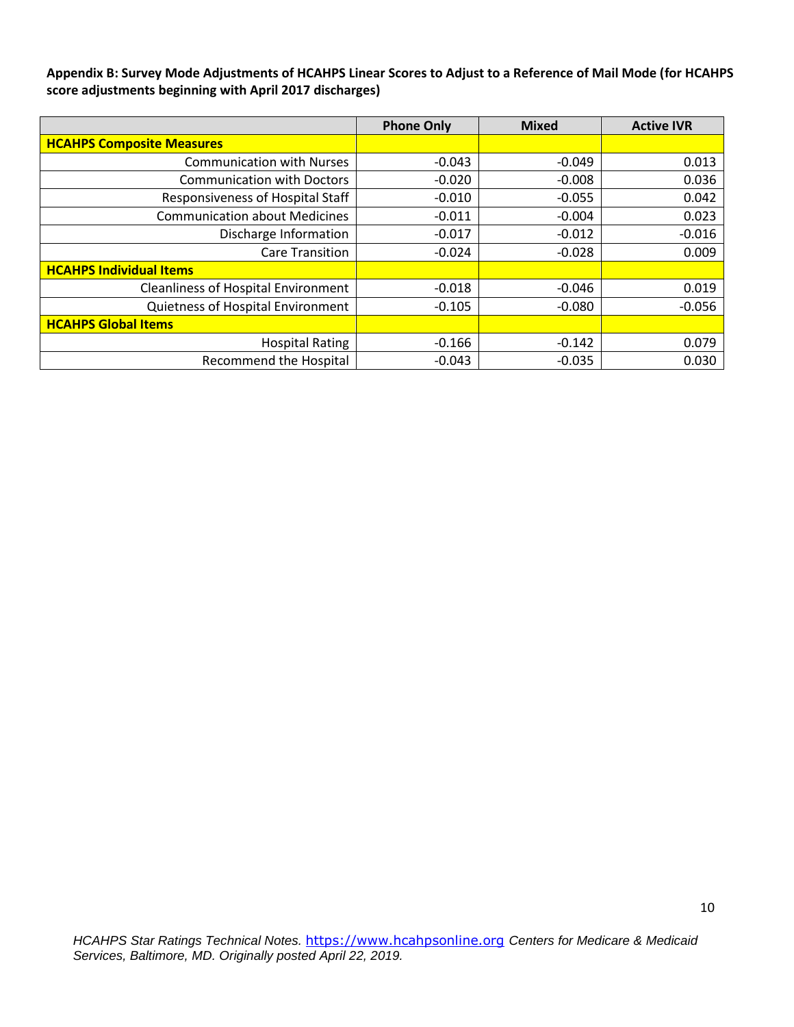**Appendix B: Survey Mode Adjustments of HCAHPS Linear Scores to Adjust to a Reference of Mail Mode (for HCAHPS score adjustments beginning with April 2017 discharges)**

| | Phone Only | Mixed | Active IVR |
|---|---|---|---|
| **HCAHPS Composite Measures** | | | |
| Communication with Nurses | -0.043 | -0.049 | 0.013 |
| Communication with Doctors | -0.020 | -0.008 | 0.036 |
| Responsiveness of Hospital Staff | -0.010 | -0.055 | 0.042 |
| Communication about Medicines | -0.011 | -0.004 | 0.023 |
| Discharge Information | -0.017 | -0.012 | -0.016 |
| Care Transition | -0.024 | -0.028 | 0.009 |
| **HCAHPS Individual Items** | | | |
| Cleanliness of Hospital Environment | -0.018 | -0.046 | 0.019 |
| Quietness of Hospital Environment | -0.105 | -0.080 | -0.056 |
| **HCAHPS Global Items** | | | |
| Hospital Rating | -0.166 | -0.142 | 0.079 |
| Recommend the Hospital | -0.043 | -0.035 | 0.030 |

*HCAHPS Star Ratings Technical Notes.* https://www.hcahpsonline.org *Centers for Medicare & Medicaid Services, Baltimore, MD. Originally posted April 22, 2019.*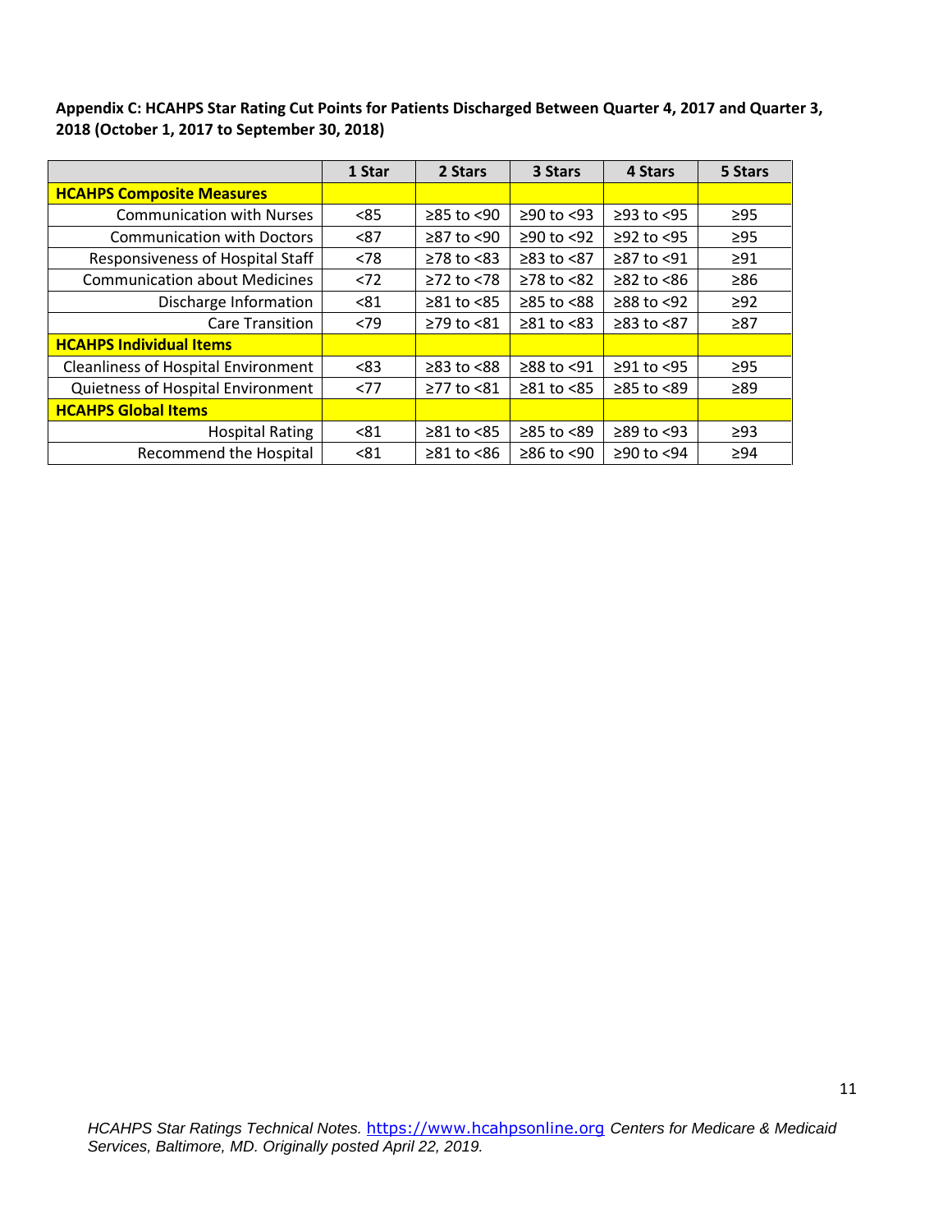**Appendix C: HCAHPS Star Rating Cut Points for Patients Discharged Between Quarter 4, 2017 and Quarter 3, 2018 (October 1, 2017 to September 30, 2018)**

| | 1 Star | 2 Stars | 3 Stars | 4 Stars | 5 Stars |
|---|---|---|---|---|---|
| **HCAHPS Composite Measures** | | | | | |
| Communication with Nurses | <85 | ≥85 to <90 | ≥90 to <93 | ≥93 to <95 | ≥95 |
| Communication with Doctors | <87 | ≥87 to <90 | ≥90 to <92 | ≥92 to <95 | ≥95 |
| Responsiveness of Hospital Staff | <78 | ≥78 to <83 | ≥83 to <87 | ≥87 to <91 | ≥91 |
| Communication about Medicines | <72 | ≥72 to <78 | ≥78 to <82 | ≥82 to <86 | ≥86 |
| Discharge Information | <81 | ≥81 to <85 | ≥85 to <88 | ≥88 to <92 | ≥92 |
| Care Transition | <79 | ≥79 to <81 | ≥81 to <83 | ≥83 to <87 | ≥87 |
| **HCAHPS Individual Items** | | | | | |
| Cleanliness of Hospital Environment | <83 | ≥83 to <88 | ≥88 to <91 | ≥91 to <95 | ≥95 |
| Quietness of Hospital Environment | <77 | ≥77 to <81 | ≥81 to <85 | ≥85 to <89 | ≥89 |
| **HCAHPS Global Items** | | | | | |
| Hospital Rating | <81 | ≥81 to <85 | ≥85 to <89 | ≥89 to <93 | ≥93 |
| Recommend the Hospital | <81 | ≥81 to <86 | ≥86 to <90 | ≥90 to <94 | ≥94 |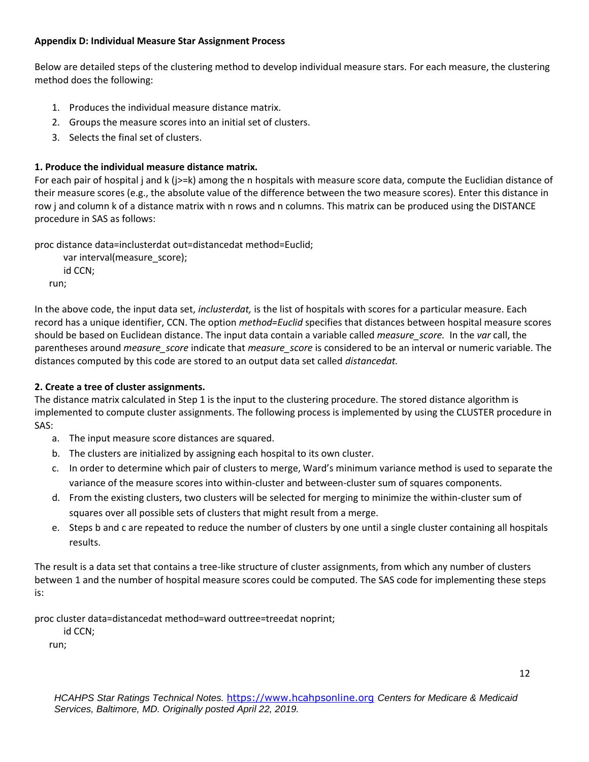**Appendix D: Individual Measure Star Assignment Process**

Below are detailed steps of the clustering method to develop individual measure stars. For each measure, the clustering method does the following:

1. Produces the individual measure distance matrix.
2. Groups the measure scores into an initial set of clusters.
3. Selects the final set of clusters.

**1. Produce the individual measure distance matrix.**

For each pair of hospital j and k (j>=k) among the n hospitals with measure score data, compute the Euclidian distance of their measure scores (e.g., the absolute value of the difference between the two measure scores). Enter this distance in row j and column k of a distance matrix with n rows and n columns. This matrix can be produced using the DISTANCE procedure in SAS as follows:

```
proc distance data=inclusterdat out=distancedat method=Euclid;
    var interval(measure_score);
    id CCN;
run;
```

In the above code, the input data set, *inclusterdat,* is the list of hospitals with scores for a particular measure. Each record has a unique identifier, CCN. The option *method=Euclid* specifies that distances between hospital measure scores should be based on Euclidean distance. The input data contain a variable called *measure_score.* In the *var* call, the parentheses around *measure_score* indicate that *measure_score* is considered to be an interval or numeric variable. The distances computed by this code are stored to an output data set called *distancedat.*

**2. Create a tree of cluster assignments.**

The distance matrix calculated in Step 1 is the input to the clustering procedure. The stored distance algorithm is implemented to compute cluster assignments. The following process is implemented by using the CLUSTER procedure in SAS:

a. The input measure score distances are squared.
b. The clusters are initialized by assigning each hospital to its own cluster.
c. In order to determine which pair of clusters to merge, Ward's minimum variance method is used to separate the variance of the measure scores into within-cluster and between-cluster sum of squares components.
d. From the existing clusters, two clusters will be selected for merging to minimize the within-cluster sum of squares over all possible sets of clusters that might result from a merge.
e. Steps b and c are repeated to reduce the number of clusters by one until a single cluster containing all hospitals results.

The result is a data set that contains a tree-like structure of cluster assignments, from which any number of clusters between 1 and the number of hospital measure scores could be computed. The SAS code for implementing these steps is:

```
proc cluster data=distancedat method=ward outtree=treedat noprint;
    id CCN;
run;
```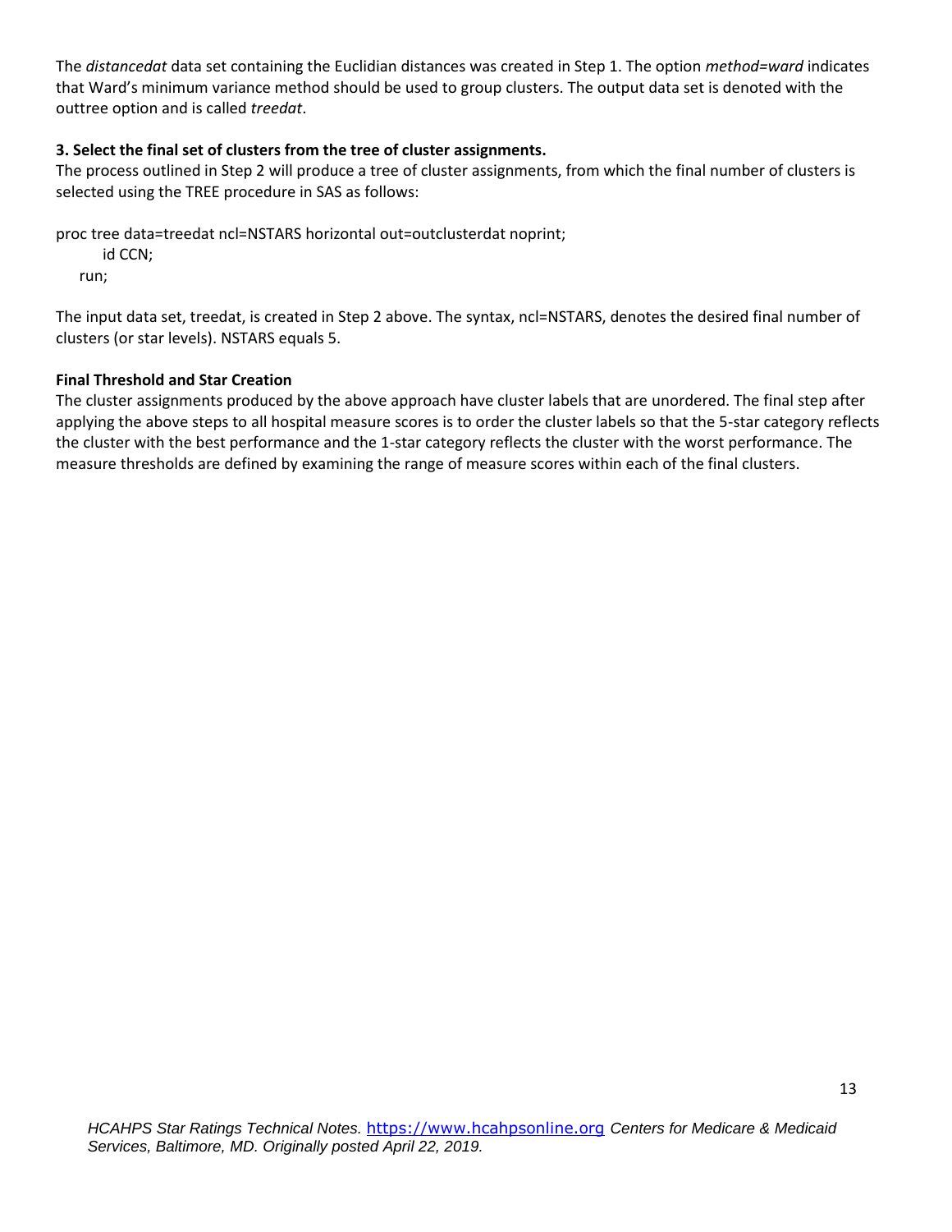The *distancedat* data set containing the Euclidian distances was created in Step 1. The option *method=ward* indicates that Ward's minimum variance method should be used to group clusters. The output data set is denoted with the outtree option and is called *treedat*.

**3. Select the final set of clusters from the tree of cluster assignments.**

The process outlined in Step 2 will produce a tree of cluster assignments, from which the final number of clusters is selected using the TREE procedure in SAS as follows:

```
proc tree data=treedat ncl=NSTARS horizontal out=outclusterdat noprint;
      id CCN;
   run;
```

The input data set, treedat, is created in Step 2 above. The syntax, ncl=NSTARS, denotes the desired final number of clusters (or star levels). NSTARS equals 5.

**Final Threshold and Star Creation**

The cluster assignments produced by the above approach have cluster labels that are unordered. The final step after applying the above steps to all hospital measure scores is to order the cluster labels so that the 5-star category reflects the cluster with the best performance and the 1-star category reflects the cluster with the worst performance. The measure thresholds are defined by examining the range of measure scores within each of the final clusters.